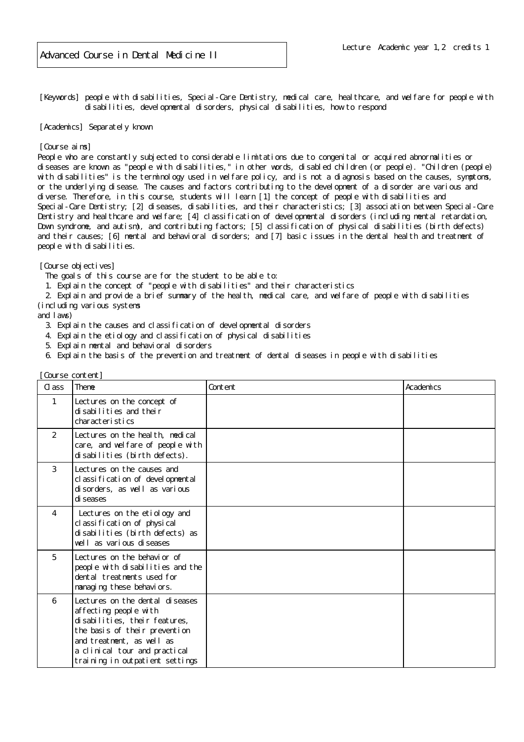# Advanced Course in Dental Medicine II

Lecture　Academic year 1,2　credits 1

[Keywords] people with disabilities, Special-Care Dentistry, medical care, healthcare, and welfare for people with disabilities, developmental disorders, physical disabilities, how to respond

[Academics] Separately known

[Course aims]
People who are constantly subjected to considerable limitations due to congenital or acquired abnormalities or diseases are known as "people with disabilities," in other words, disabled children (or people). "Children (people) with disabilities" is the terminology used in welfare policy, and is not a diagnosis based on the causes, symptoms, or the underlying disease. The causes and factors contributing to the development of a disorder are various and diverse. Therefore, in this course, students will learn [1] the concept of people with disabilities and Special-Care Dentistry; [2] diseases, disabilities, and their characteristics; [3] association between Special-Care Dentistry and healthcare and welfare; [4] classification of developmental disorders (including mental retardation, Down syndrome, and autism), and contributing factors; [5] classification of physical disabilities (birth defects) and their causes; [6] mental and behavioral disorders; and [7] basic issues in the dental health and treatment of people with disabilities.

[Course objectives]
The goals of this course are for the student to be able to:

1. Explain the concept of "people with disabilities" and their characteristics
2. Explain and provide a brief summary of the health, medical care, and welfare of people with disabilities (including various systems and laws)
3. Explain the causes and classification of developmental disorders
4. Explain the etiology and classification of physical disabilities
5. Explain mental and behavioral disorders
6. Explain the basis of the prevention and treatment of dental diseases in people with disabilities

[Course content]

| Class | Theme | Content | Academics |
|---|---|---|---|
| 1 | Lectures on the concept of disabilities and their characteristics | | |
| 2 | Lectures on the health, medical care, and welfare of people with disabilities (birth defects). | | |
| 3 | Lectures on the causes and classification of developmental disorders, as well as various diseases | | |
| 4 | Lectures on the etiology and classification of physical disabilities (birth defects) as well as various diseases | | |
| 5 | Lectures on the behavior of people with disabilities and the dental treatments used for managing these behaviors. | | |
| 6 | Lectures on the dental diseases affecting people with disabilities, their features, the basis of their prevention and treatment, as well as a clinical tour and practical training in outpatient settings | | |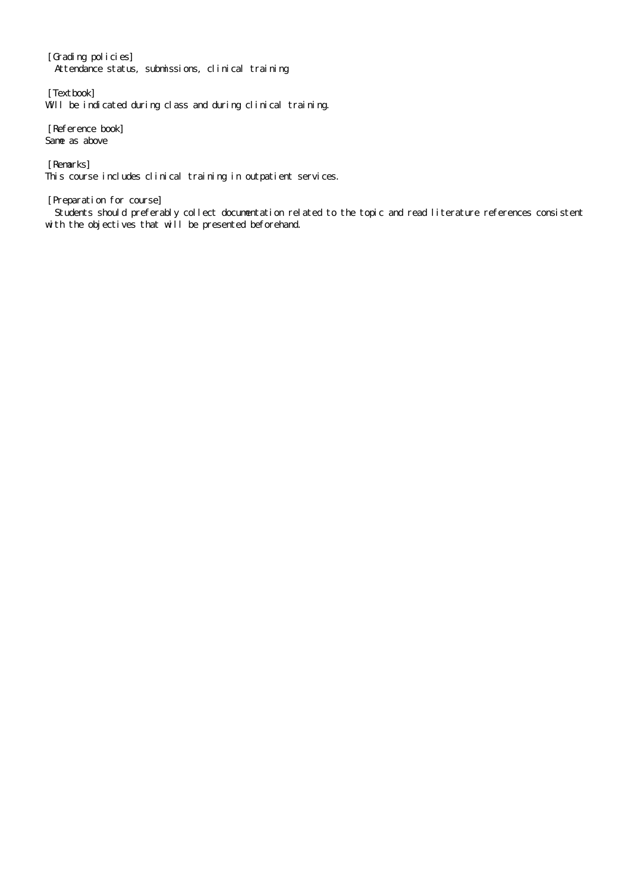[Grading policies]
Attendance status, submissions, clinical training

[Textbook]
Will be indicated during class and during clinical training.

[Reference book]
Same as above

[Remarks]
This course includes clinical training in outpatient services.

[Preparation for course]
Students should preferably collect documentation related to the topic and read literature references consistent with the objectives that will be presented beforehand.